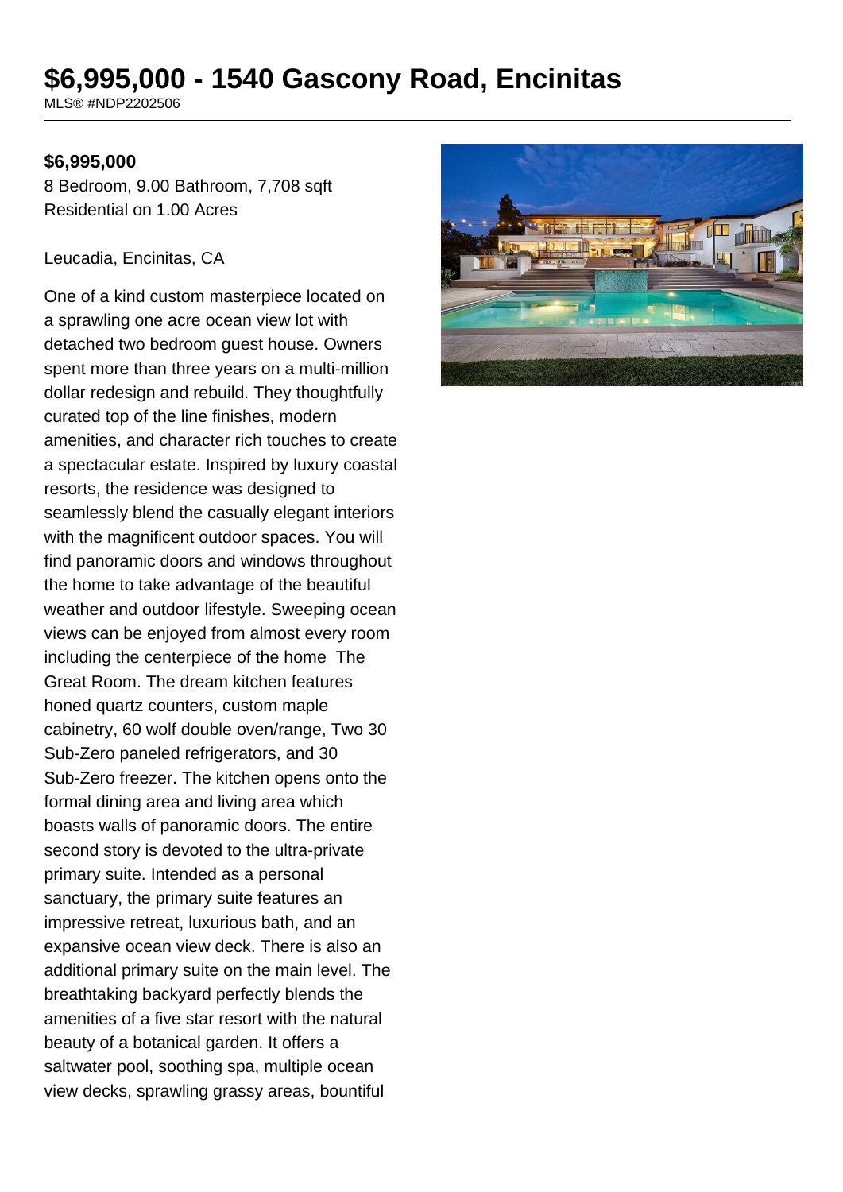# $6,995,000 - 1540 Gascony Road, Encinitas

MLS® #NDP2202506

**$6,995,000**

8 Bedroom, 9.00 Bathroom, 7,708 sqft
Residential on 1.00 Acres

Leucadia, Encinitas, CA

One of a kind custom masterpiece located on a sprawling one acre ocean view lot with detached two bedroom guest house. Owners spent more than three years on a multi-million dollar redesign and rebuild. They thoughtfully curated top of the line finishes, modern amenities, and character rich touches to create a spectacular estate. Inspired by luxury coastal resorts, the residence was designed to seamlessly blend the casually elegant interiors with the magnificent outdoor spaces. You will find panoramic doors and windows throughout the home to take advantage of the beautiful weather and outdoor lifestyle. Sweeping ocean views can be enjoyed from almost every room including the centerpiece of the home The Great Room. The dream kitchen features honed quartz counters, custom maple cabinetry, 60 wolf double oven/range, Two 30 Sub-Zero paneled refrigerators, and 30 Sub-Zero freezer. The kitchen opens onto the formal dining area and living area which boasts walls of panoramic doors. The entire second story is devoted to the ultra-private primary suite. Intended as a personal sanctuary, the primary suite features an impressive retreat, luxurious bath, and an expansive ocean view deck. There is also an additional primary suite on the main level. The breathtaking backyard perfectly blends the amenities of a five star resort with the natural beauty of a botanical garden. It offers a saltwater pool, soothing spa, multiple ocean view decks, sprawling grassy areas, bountiful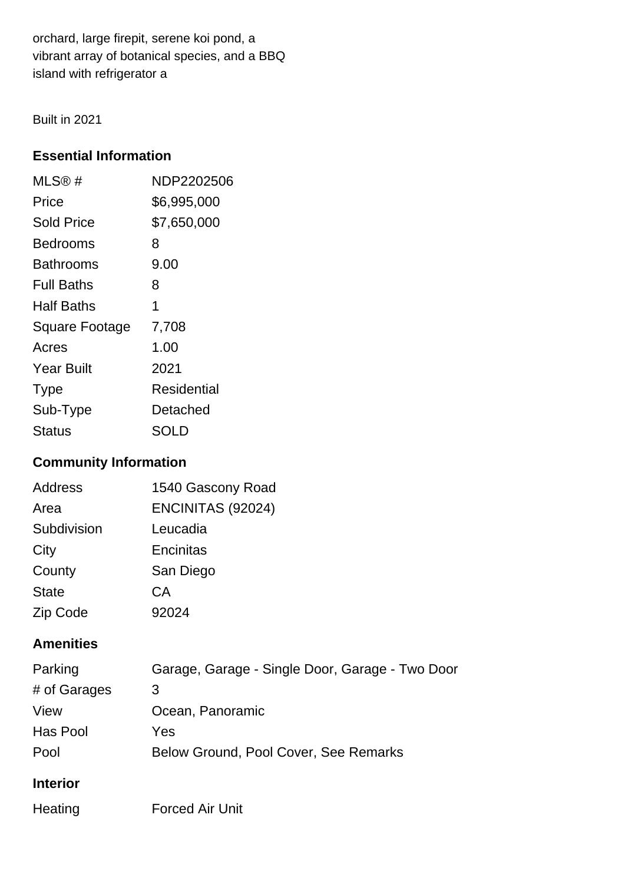orchard, large firepit, serene koi pond, a vibrant array of botanical species, and a BBQ island with refrigerator a

Built in 2021

## Essential Information

| | |
|---|---|
| MLS® # | NDP2202506 |
| Price | $6,995,000 |
| Sold Price | $7,650,000 |
| Bedrooms | 8 |
| Bathrooms | 9.00 |
| Full Baths | 8 |
| Half Baths | 1 |
| Square Footage | 7,708 |
| Acres | 1.00 |
| Year Built | 2021 |
| Type | Residential |
| Sub-Type | Detached |
| Status | SOLD |

## Community Information

| | |
|---|---|
| Address | 1540 Gascony Road |
| Area | ENCINITAS (92024) |
| Subdivision | Leucadia |
| City | Encinitas |
| County | San Diego |
| State | CA |
| Zip Code | 92024 |

## Amenities

| | |
|---|---|
| Parking | Garage, Garage - Single Door, Garage - Two Door |
| # of Garages | 3 |
| View | Ocean, Panoramic |
| Has Pool | Yes |
| Pool | Below Ground, Pool Cover, See Remarks |

## Interior

| | |
|---|---|
| Heating | Forced Air Unit |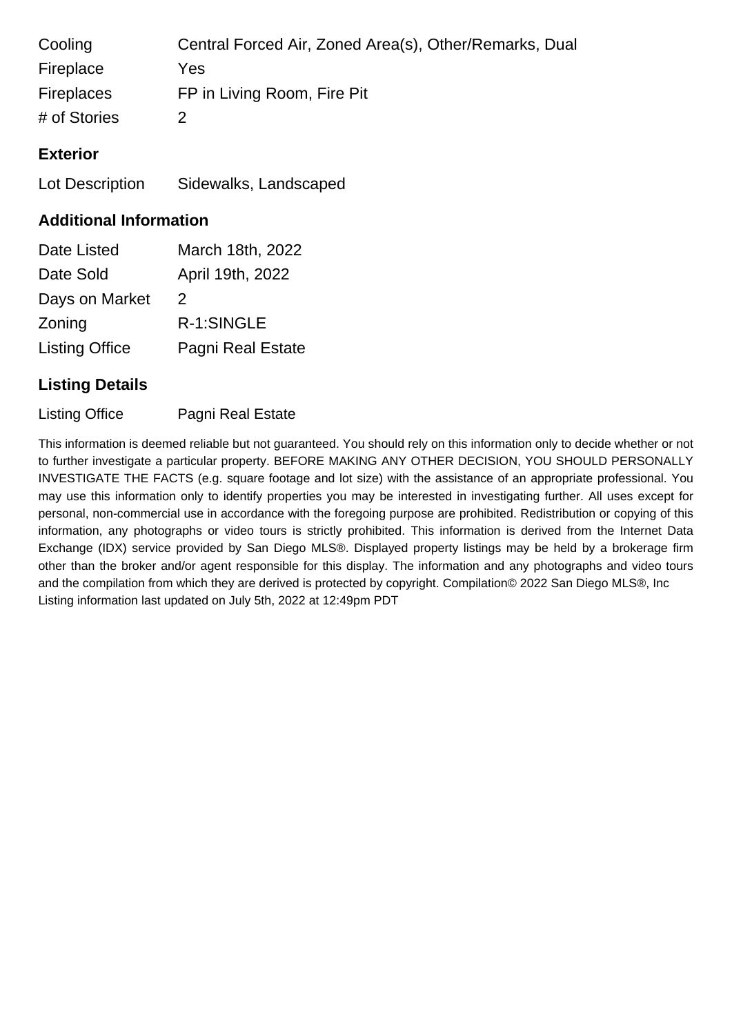| | |
|---|---|
| Cooling | Central Forced Air, Zoned Area(s), Other/Remarks, Dual |
| Fireplace | Yes |
| Fireplaces | FP in Living Room, Fire Pit |
| # of Stories | 2 |

### Exterior

| | |
|---|---|
| Lot Description | Sidewalks, Landscaped |

### Additional Information

| | |
|---|---|
| Date Listed | March 18th, 2022 |
| Date Sold | April 19th, 2022 |
| Days on Market | 2 |
| Zoning | R-1:SINGLE |
| Listing Office | Pagni Real Estate |

### Listing Details

| | |
|---|---|
| Listing Office | Pagni Real Estate |

This information is deemed reliable but not guaranteed. You should rely on this information only to decide whether or not to further investigate a particular property. BEFORE MAKING ANY OTHER DECISION, YOU SHOULD PERSONALLY INVESTIGATE THE FACTS (e.g. square footage and lot size) with the assistance of an appropriate professional. You may use this information only to identify properties you may be interested in investigating further. All uses except for personal, non-commercial use in accordance with the foregoing purpose are prohibited. Redistribution or copying of this information, any photographs or video tours is strictly prohibited. This information is derived from the Internet Data Exchange (IDX) service provided by San Diego MLS®. Displayed property listings may be held by a brokerage firm other than the broker and/or agent responsible for this display. The information and any photographs and video tours and the compilation from which they are derived is protected by copyright. Compilation© 2022 San Diego MLS®, Inc
Listing information last updated on July 5th, 2022 at 12:49pm PDT